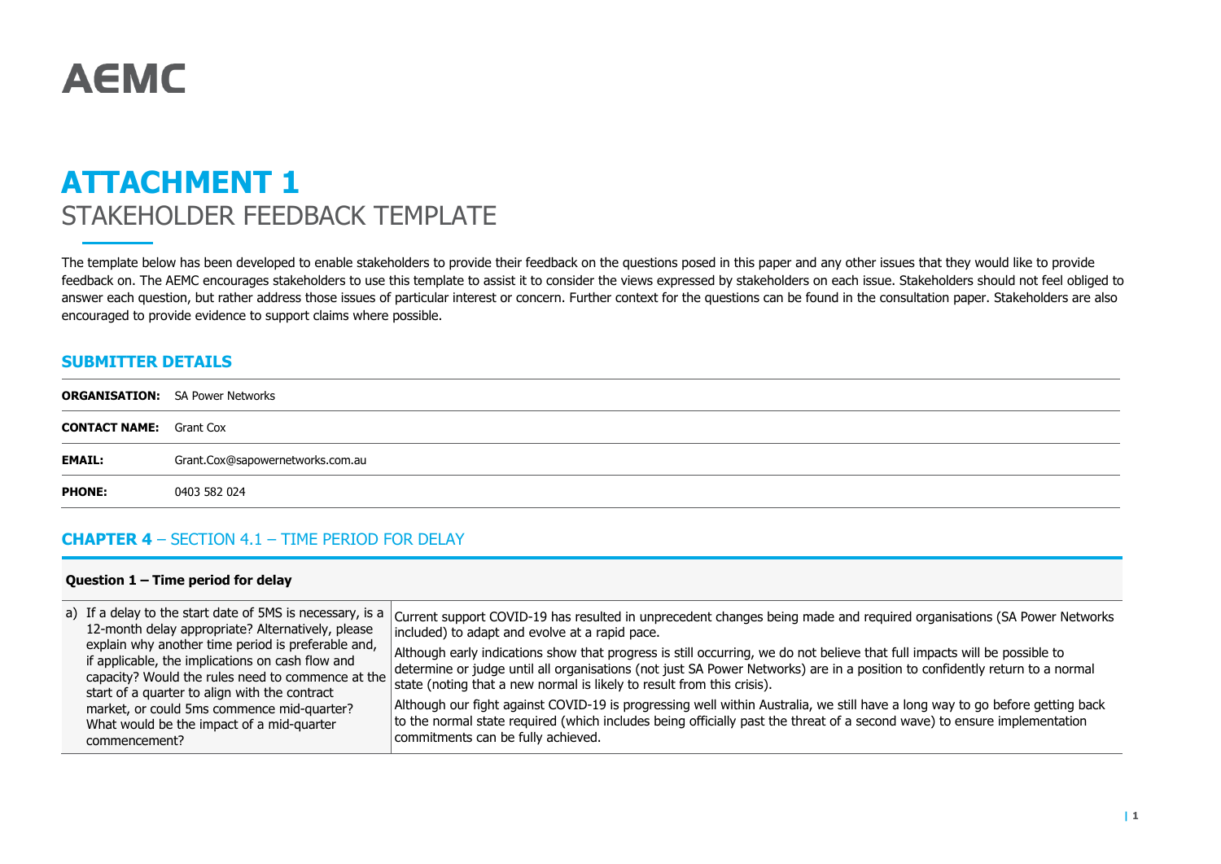AEMC

# ATTACHMENT 1

## STAKEHOLDER FEEDBACK TEMPLATE

The template below has been developed to enable stakeholders to provide their feedback on the questions posed in this paper and any other issues that they would like to provide feedback on. The AEMC encourages stakeholders to use this template to assist it to consider the views expressed by stakeholders on each issue. Stakeholders should not feel obliged to answer each question, but rather address those issues of particular interest or concern. Further context for the questions can be found in the consultation paper. Stakeholders are also encouraged to provide evidence to support claims where possible.

## SUBMITTER DETAILS

| | |
|---|---|
| **ORGANISATION:** | SA Power Networks |
| **CONTACT NAME:** | Grant Cox |
| **EMAIL:** | Grant.Cox@sapowernetworks.com.au |
| **PHONE:** | 0403 582 024 |

## CHAPTER 4 – SECTION 4.1 – TIME PERIOD FOR DELAY

| **Question 1 – Time period for delay** | |
|---|---|
| a) If a delay to the start date of 5MS is necessary, is a 12-month delay appropriate? Alternatively, please explain why another time period is preferable and, if applicable, the implications on cash flow and capacity? Would the rules need to commence at the start of a quarter to align with the contract market, or could 5ms commence mid-quarter? What would be the impact of a mid-quarter commencement? | Current support COVID-19 has resulted in unprecedent changes being made and required organisations (SA Power Networks included) to adapt and evolve at a rapid pace.<br><br>Although early indications show that progress is still occurring, we do not believe that full impacts will be possible to determine or judge until all organisations (not just SA Power Networks) are in a position to confidently return to a normal state (noting that a new normal is likely to result from this crisis).<br><br>Although our fight against COVID-19 is progressing well within Australia, we still have a long way to go before getting back to the normal state required (which includes being officially past the threat of a second wave) to ensure implementation commitments can be fully achieved. |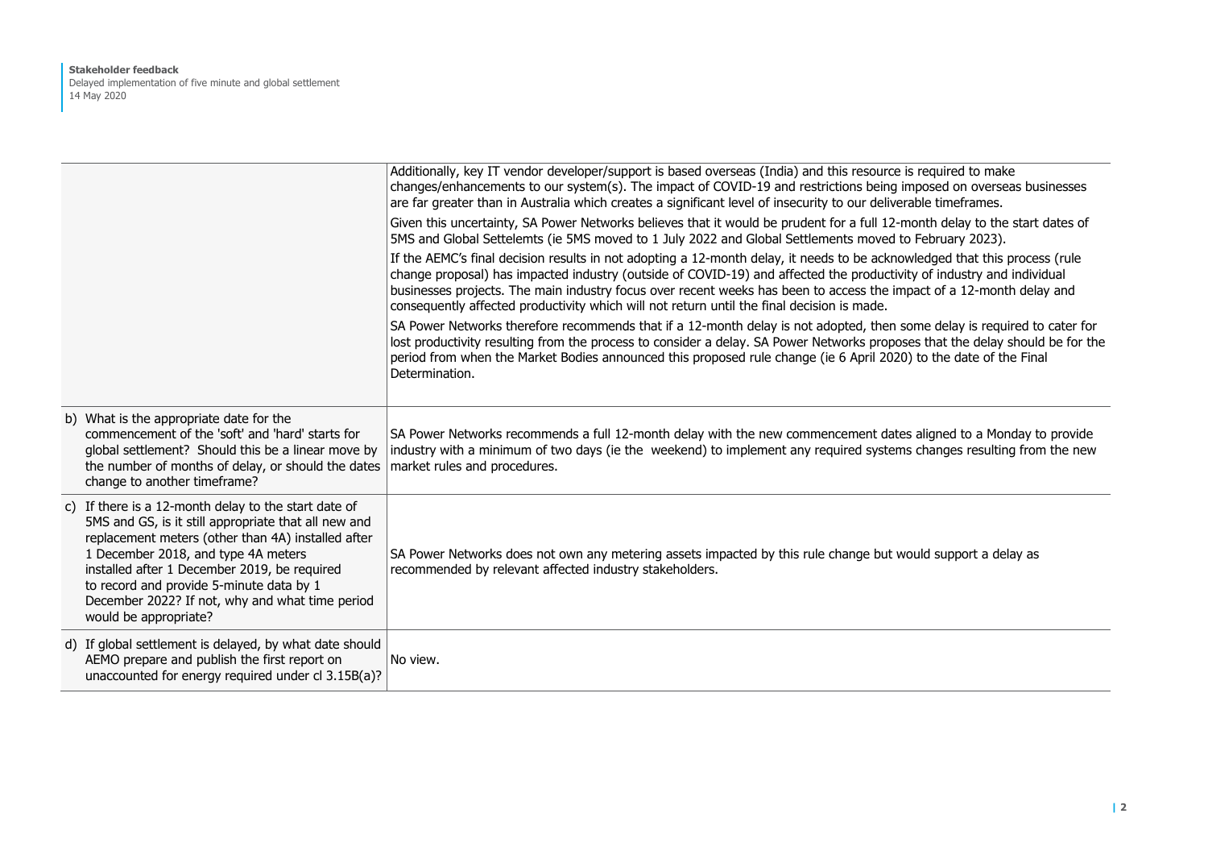| | |
|---|---|
| | Additionally, key IT vendor developer/support is based overseas (India) and this resource is required to make changes/enhancements to our system(s). The impact of COVID-19 and restrictions being imposed on overseas businesses are far greater than in Australia which creates a significant level of insecurity to our deliverable timeframes.<br><br>Given this uncertainty, SA Power Networks believes that it would be prudent for a full 12-month delay to the start dates of 5MS and Global Settelemts (ie 5MS moved to 1 July 2022 and Global Settlements moved to February 2023).<br><br>If the AEMC's final decision results in not adopting a 12-month delay, it needs to be acknowledged that this process (rule change proposal) has impacted industry (outside of COVID-19) and affected the productivity of industry and individual businesses projects. The main industry focus over recent weeks has been to access the impact of a 12-month delay and consequently affected productivity which will not return until the final decision is made.<br><br>SA Power Networks therefore recommends that if a 12-month delay is not adopted, then some delay is required to cater for lost productivity resulting from the process to consider a delay. SA Power Networks proposes that the delay should be for the period from when the Market Bodies announced this proposed rule change (ie 6 April 2020) to the date of the Final Determination. |
| b) What is the appropriate date for the commencement of the 'soft' and 'hard' starts for global settlement? Should this be a linear move by the number of months of delay, or should the dates change to another timeframe? | SA Power Networks recommends a full 12-month delay with the new commencement dates aligned to a Monday to provide industry with a minimum of two days (ie the weekend) to implement any required systems changes resulting from the new market rules and procedures. |
| c) If there is a 12-month delay to the start date of 5MS and GS, is it still appropriate that all new and replacement meters (other than 4A) installed after 1 December 2018, and type 4A meters installed after 1 December 2019, be required to record and provide 5-minute data by 1 December 2022? If not, why and what time period would be appropriate? | SA Power Networks does not own any metering assets impacted by this rule change but would support a delay as recommended by relevant affected industry stakeholders. |
| d) If global settlement is delayed, by what date should AEMO prepare and publish the first report on unaccounted for energy required under cl 3.15B(a)? | No view. |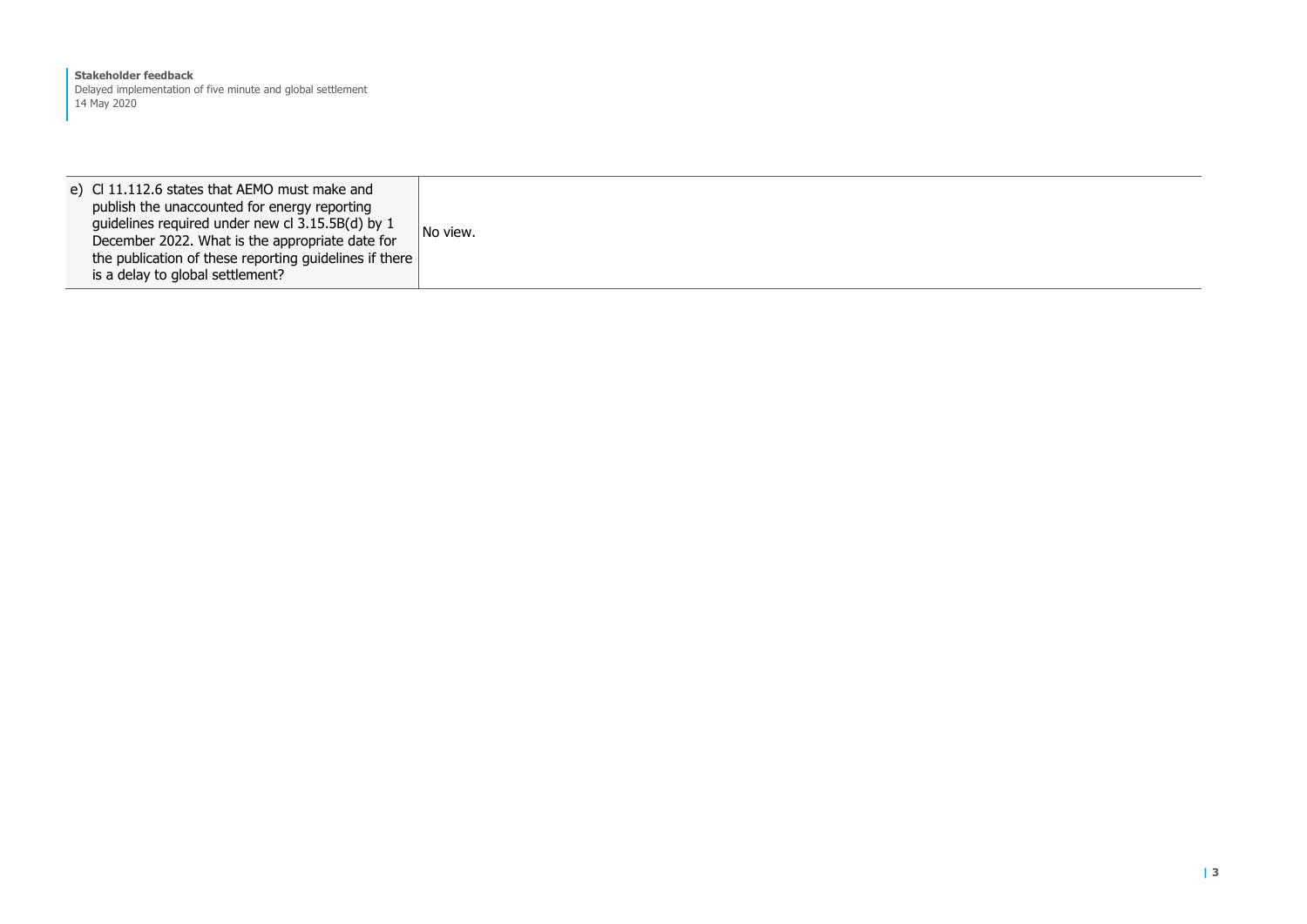| | |
|---|---|
| e) Cl 11.112.6 states that AEMO must make and publish the unaccounted for energy reporting guidelines required under new cl 3.15.5B(d) by 1 December 2022. What is the appropriate date for the publication of these reporting guidelines if there is a delay to global settlement? | No view. |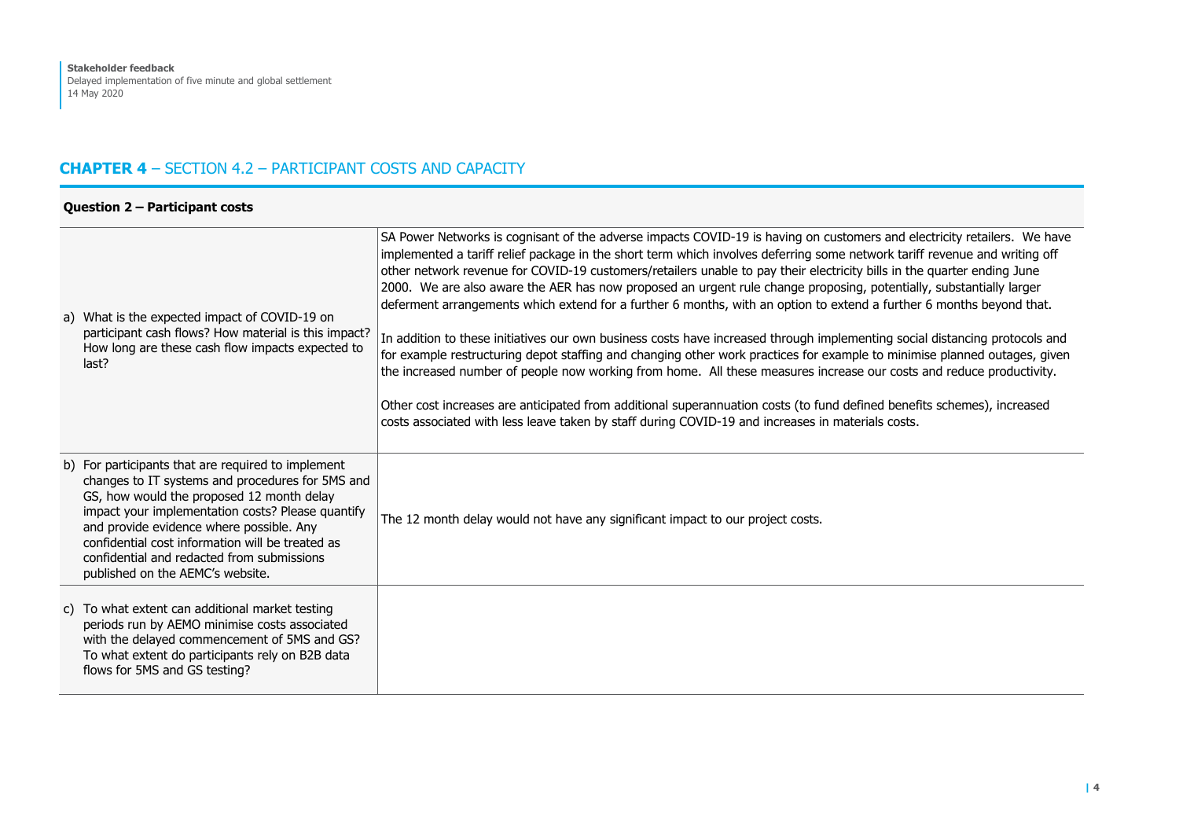## CHAPTER 4 – SECTION 4.2 – PARTICIPANT COSTS AND CAPACITY

| Question 2 – Participant costs | |
| --- | --- |
| a) What is the expected impact of COVID-19 on participant cash flows? How material is this impact? How long are these cash flow impacts expected to last? | SA Power Networks is cognisant of the adverse impacts COVID-19 is having on customers and electricity retailers. We have implemented a tariff relief package in the short term which involves deferring some network tariff revenue and writing off other network revenue for COVID-19 customers/retailers unable to pay their electricity bills in the quarter ending June 2000. We are also aware the AER has now proposed an urgent rule change proposing, potentially, substantially larger deferment arrangements which extend for a further 6 months, with an option to extend a further 6 months beyond that.<br><br>In addition to these initiatives our own business costs have increased through implementing social distancing protocols and for example restructuring depot staffing and changing other work practices for example to minimise planned outages, given the increased number of people now working from home. All these measures increase our costs and reduce productivity.<br><br>Other cost increases are anticipated from additional superannuation costs (to fund defined benefits schemes), increased costs associated with less leave taken by staff during COVID-19 and increases in materials costs. |
| b) For participants that are required to implement changes to IT systems and procedures for 5MS and GS, how would the proposed 12 month delay impact your implementation costs? Please quantify and provide evidence where possible. Any confidential cost information will be treated as confidential and redacted from submissions published on the AEMC's website. | The 12 month delay would not have any significant impact to our project costs. |
| c) To what extent can additional market testing periods run by AEMO minimise costs associated with the delayed commencement of 5MS and GS? To what extent do participants rely on B2B data flows for 5MS and GS testing? | |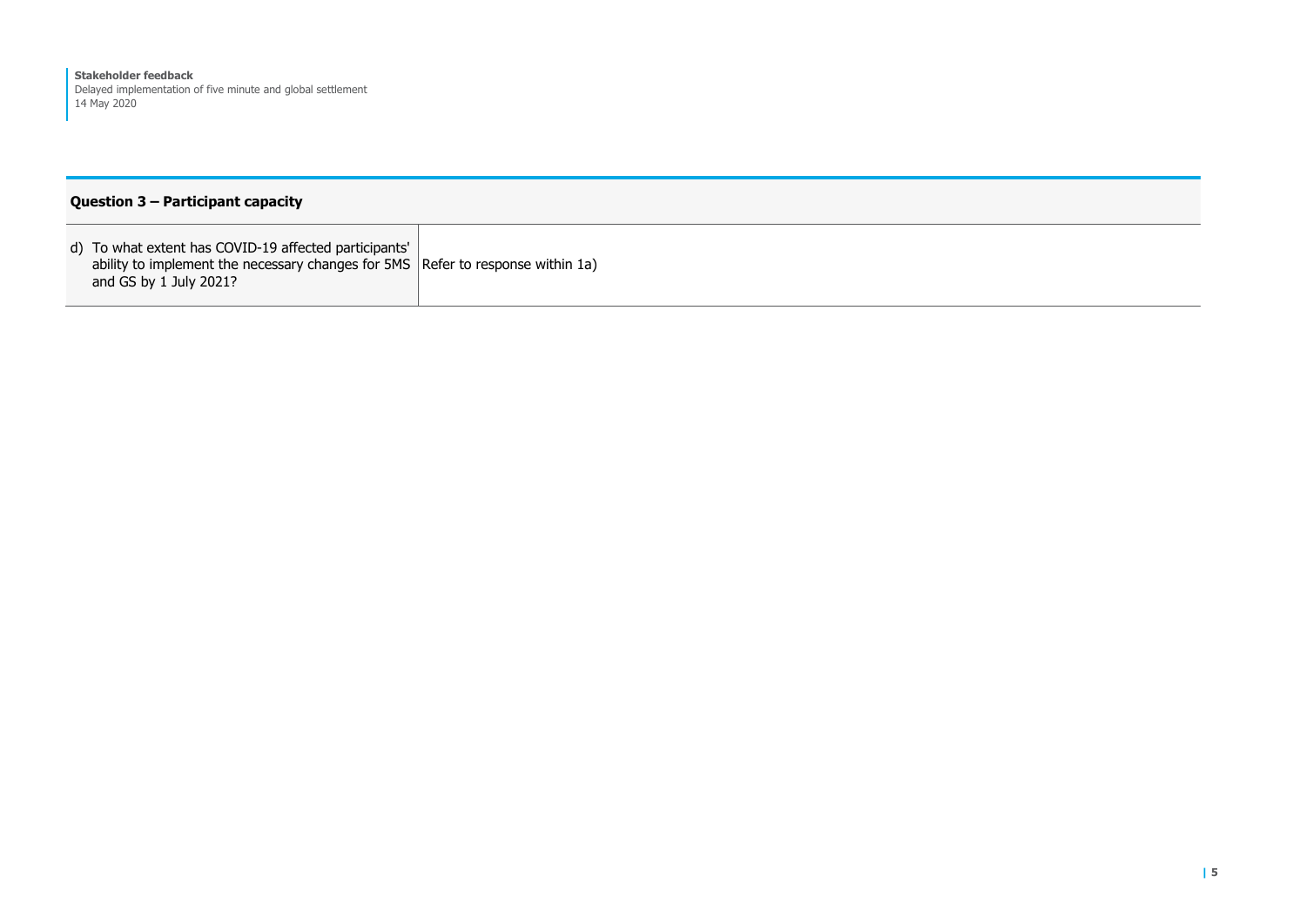| Question 3 – Participant capacity | |
|---|---|
| d) To what extent has COVID-19 affected participants' ability to implement the necessary changes for 5MS and GS by 1 July 2021? | Refer to response within 1a) |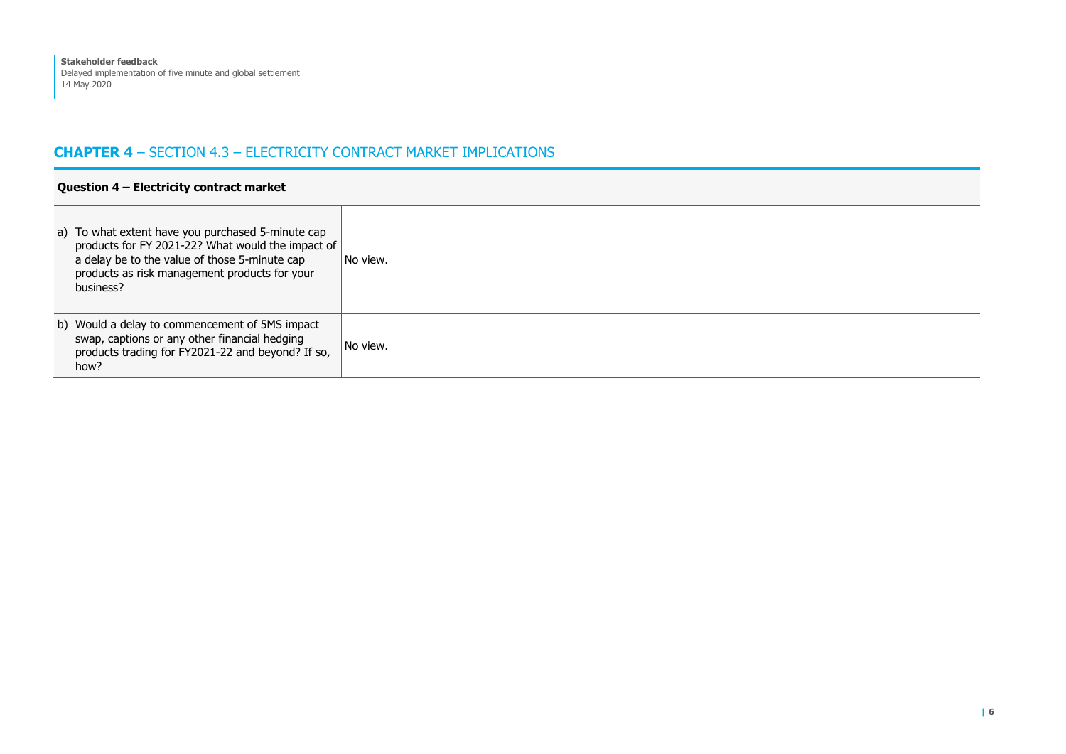## **CHAPTER 4** – SECTION 4.3 – ELECTRICITY CONTRACT MARKET IMPLICATIONS

| **Question 4 – Electricity contract market** | |
|---|---|
| a) To what extent have you purchased 5-minute cap products for FY 2021-22? What would the impact of a delay be to the value of those 5-minute cap products as risk management products for your business? | No view. |
| b) Would a delay to commencement of 5MS impact swap, captions or any other financial hedging products trading for FY2021-22 and beyond? If so, how? | No view. |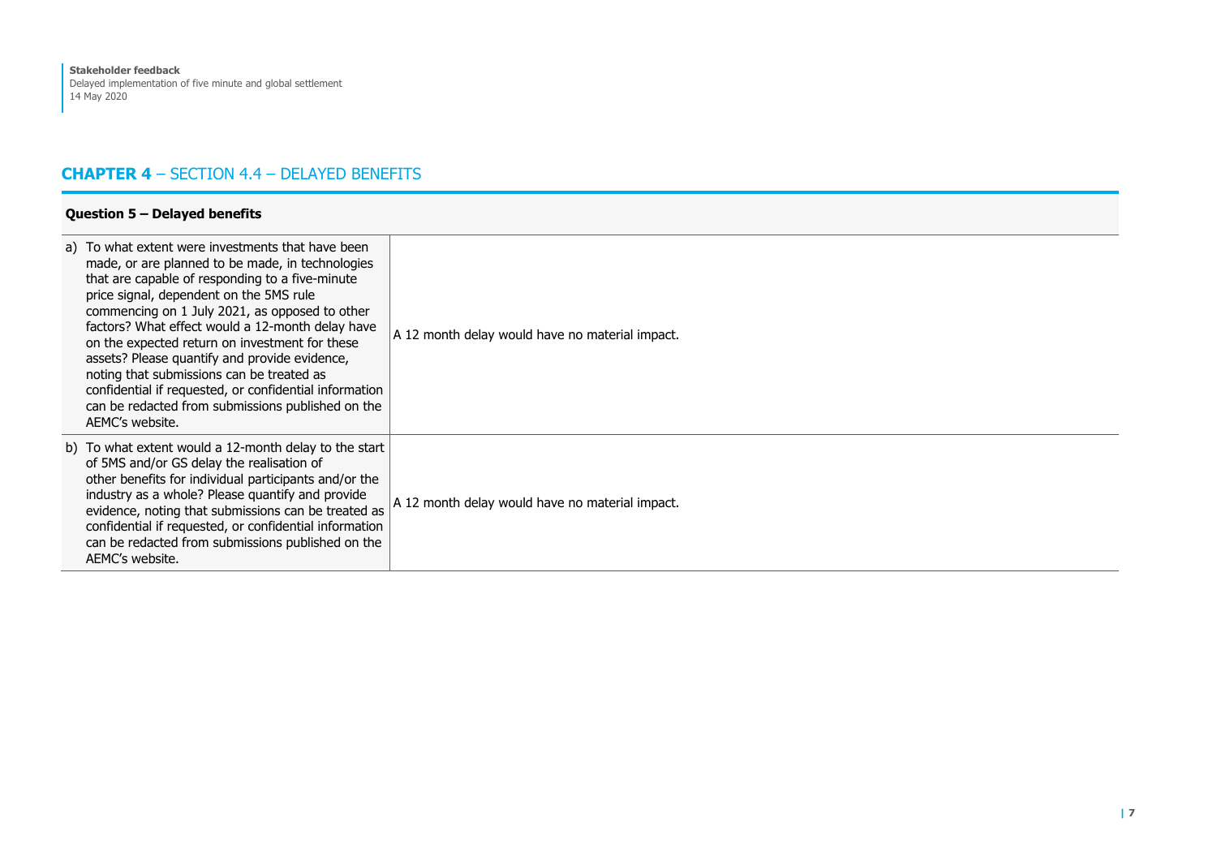## **CHAPTER 4** – SECTION 4.4 – DELAYED BENEFITS

| **Question 5 – Delayed benefits** | |
|---|---|
| a) To what extent were investments that have been made, or are planned to be made, in technologies that are capable of responding to a five-minute price signal, dependent on the 5MS rule commencing on 1 July 2021, as opposed to other factors? What effect would a 12-month delay have on the expected return on investment for these assets? Please quantify and provide evidence, noting that submissions can be treated as confidential if requested, or confidential information can be redacted from submissions published on the AEMC's website. | A 12 month delay would have no material impact. |
| b) To what extent would a 12-month delay to the start of 5MS and/or GS delay the realisation of other benefits for individual participants and/or the industry as a whole? Please quantify and provide evidence, noting that submissions can be treated as confidential if requested, or confidential information can be redacted from submissions published on the AEMC's website. | A 12 month delay would have no material impact. |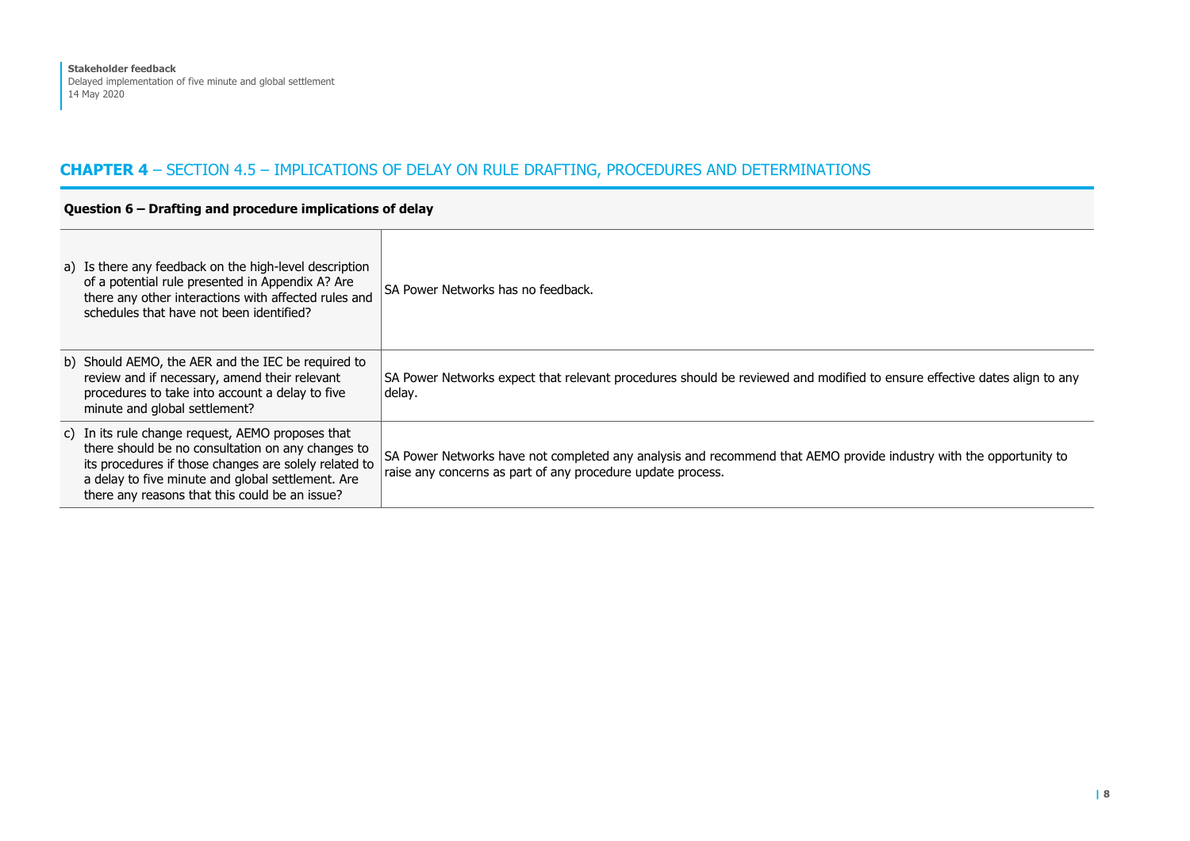## **CHAPTER 4** – SECTION 4.5 – IMPLICATIONS OF DELAY ON RULE DRAFTING, PROCEDURES AND DETERMINATIONS

| **Question 6 – Drafting and procedure implications of delay** | |
|---|---|
| a) Is there any feedback on the high-level description of a potential rule presented in Appendix A? Are there any other interactions with affected rules and schedules that have not been identified? | SA Power Networks has no feedback. |
| b) Should AEMO, the AER and the IEC be required to review and if necessary, amend their relevant procedures to take into account a delay to five minute and global settlement? | SA Power Networks expect that relevant procedures should be reviewed and modified to ensure effective dates align to any delay. |
| c) In its rule change request, AEMO proposes that there should be no consultation on any changes to its procedures if those changes are solely related to a delay to five minute and global settlement. Are there any reasons that this could be an issue? | SA Power Networks have not completed any analysis and recommend that AEMO provide industry with the opportunity to raise any concerns as part of any procedure update process. |